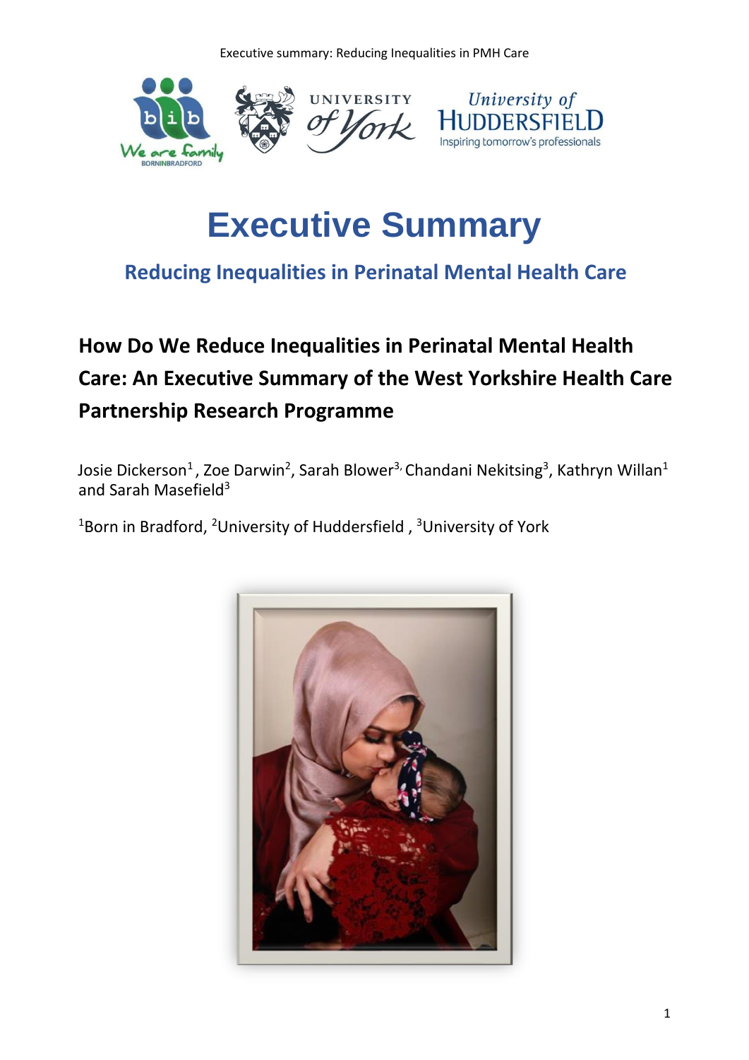# Executive Summary

## Reducing Inequalities in Perinatal Mental Health Care

### How Do We Reduce Inequalities in Perinatal Mental Health Care: An Executive Summary of the West Yorkshire Health Care Partnership Research Programme

Josie Dickerson[1], Zoe Darwin[2], Sarah Blower[3], Chandani Nekitsing[3], Kathryn Willan[1] and Sarah Masefield[3]

[1]Born in Bradford, [2]University of Huddersfield, [3]University of York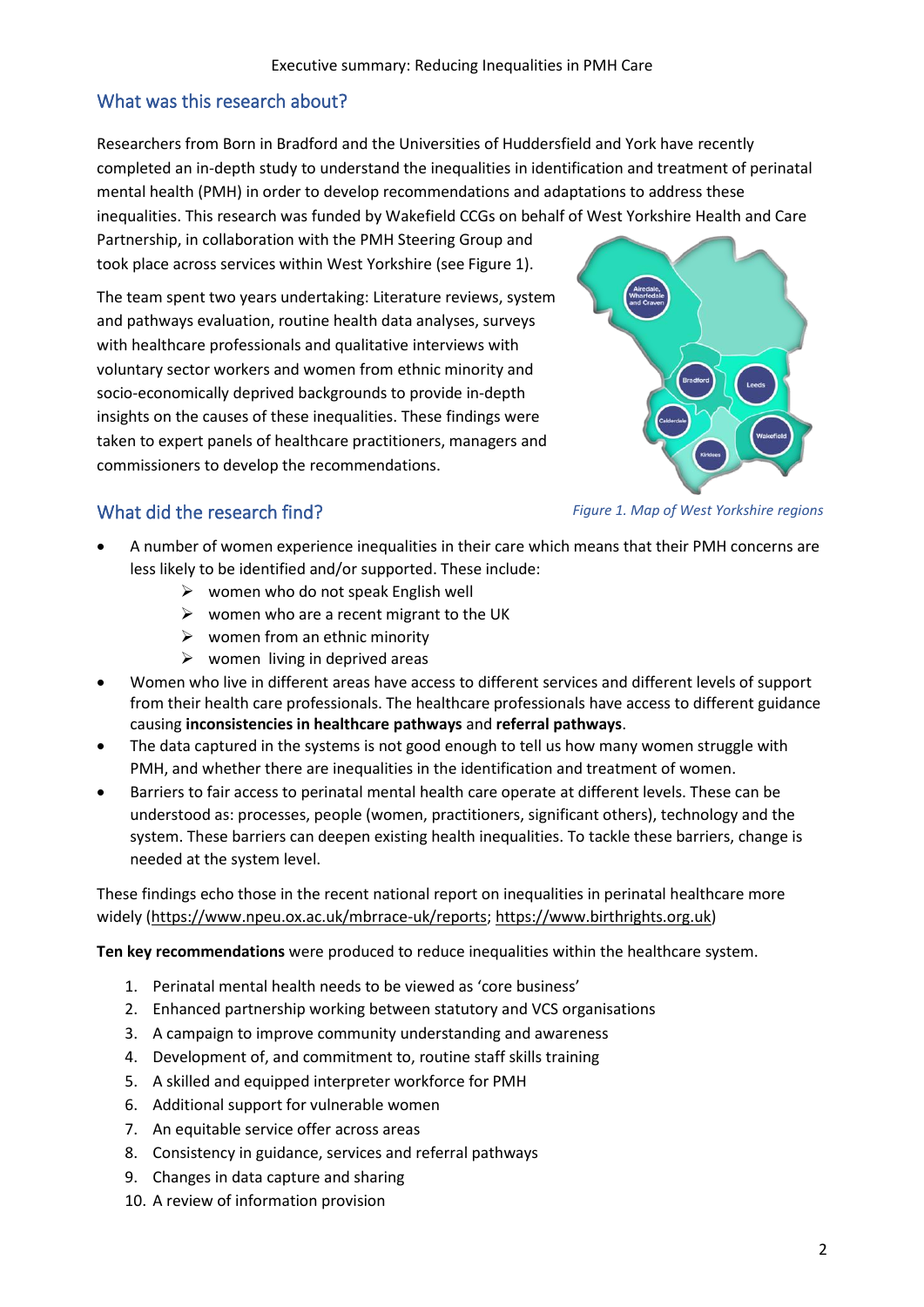## What was this research about?

Researchers from Born in Bradford and the Universities of Huddersfield and York have recently completed an in-depth study to understand the inequalities in identification and treatment of perinatal mental health (PMH) in order to develop recommendations and adaptations to address these inequalities. This research was funded by Wakefield CCGs on behalf of West Yorkshire Health and Care Partnership, in collaboration with the PMH Steering Group and took place across services within West Yorkshire (see Figure 1).

The team spent two years undertaking: Literature reviews, system and pathways evaluation, routine health data analyses, surveys with healthcare professionals and qualitative interviews with voluntary sector workers and women from ethnic minority and socio-economically deprived backgrounds to provide in-depth insights on the causes of these inequalities. These findings were taken to expert panels of healthcare practitioners, managers and commissioners to develop the recommendations.

*Figure 1. Map of West Yorkshire regions*

## What did the research find?

- A number of women experience inequalities in their care which means that their PMH concerns are less likely to be identified and/or supported. These include:
  - women who do not speak English well
  - women who are a recent migrant to the UK
  - women from an ethnic minority
  - women living in deprived areas
- Women who live in different areas have access to different services and different levels of support from their health care professionals. The healthcare professionals have access to different guidance causing **inconsistencies in healthcare pathways** and **referral pathways**.
- The data captured in the systems is not good enough to tell us how many women struggle with PMH, and whether there are inequalities in the identification and treatment of women.
- Barriers to fair access to perinatal mental health care operate at different levels. These can be understood as: processes, people (women, practitioners, significant others), technology and the system. These barriers can deepen existing health inequalities. To tackle these barriers, change is needed at the system level.

These findings echo those in the recent national report on inequalities in perinatal healthcare more widely (https://www.npeu.ox.ac.uk/mbrrace-uk/reports; https://www.birthrights.org.uk)

**Ten key recommendations** were produced to reduce inequalities within the healthcare system.

1. Perinatal mental health needs to be viewed as 'core business'
2. Enhanced partnership working between statutory and VCS organisations
3. A campaign to improve community understanding and awareness
4. Development of, and commitment to, routine staff skills training
5. A skilled and equipped interpreter workforce for PMH
6. Additional support for vulnerable women
7. An equitable service offer across areas
8. Consistency in guidance, services and referral pathways
9. Changes in data capture and sharing
10. A review of information provision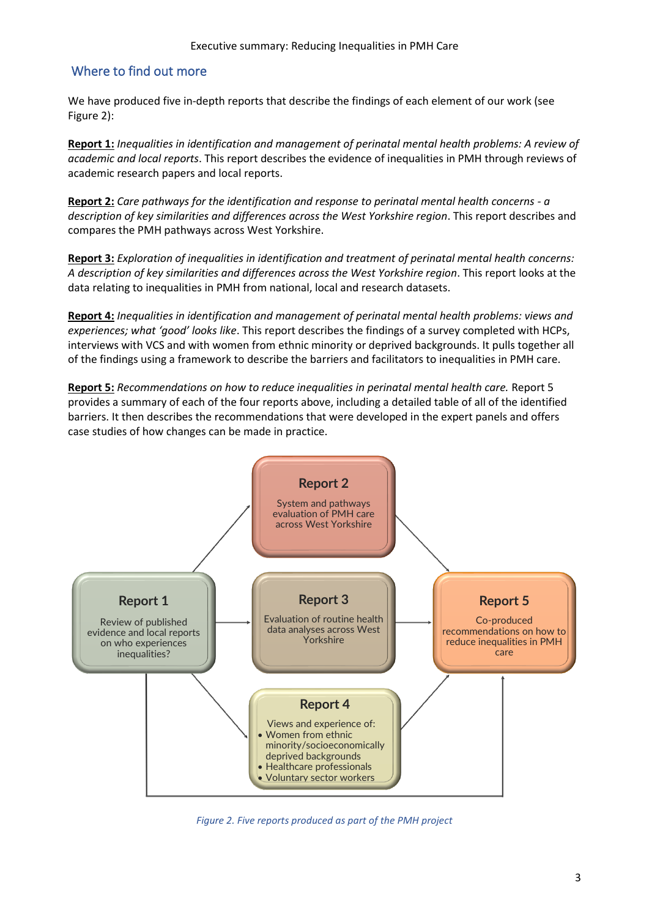## Where to find out more

We have produced five in-depth reports that describe the findings of each element of our work (see Figure 2):

**Report 1:** *Inequalities in identification and management of perinatal mental health problems: A review of academic and local reports*. This report describes the evidence of inequalities in PMH through reviews of academic research papers and local reports.

**Report 2:** *Care pathways for the identification and response to perinatal mental health concerns - a description of key similarities and differences across the West Yorkshire region*. This report describes and compares the PMH pathways across West Yorkshire.

**Report 3:** *Exploration of inequalities in identification and treatment of perinatal mental health concerns: A description of key similarities and differences across the West Yorkshire region*. This report looks at the data relating to inequalities in PMH from national, local and research datasets.

**Report 4:** *Inequalities in identification and management of perinatal mental health problems: views and experiences; what 'good' looks like*. This report describes the findings of a survey completed with HCPs, interviews with VCS and with women from ethnic minority or deprived backgrounds. It pulls together all of the findings using a framework to describe the barriers and facilitators to inequalities in PMH care.

**Report 5:** *Recommendations on how to reduce inequalities in perinatal mental health care.* Report 5 provides a summary of each of the four reports above, including a detailed table of all of the identified barriers. It then describes the recommendations that were developed in the expert panels and offers case studies of how changes can be made in practice.

Report 2
System and pathways evaluation of PMH care across West Yorkshire

Report 1
Review of published evidence and local reports on who experiences inequalities?

Report 3
Evaluation of routine health data analyses across West Yorkshire

Report 5
Co-produced recommendations on how to reduce inequalities in PMH care

Report 4
Views and experience of:
- Women from ethnic minority/socioeconomically deprived backgrounds
- Healthcare professionals
- Voluntary sector workers

*Figure 2. Five reports produced as part of the PMH project*